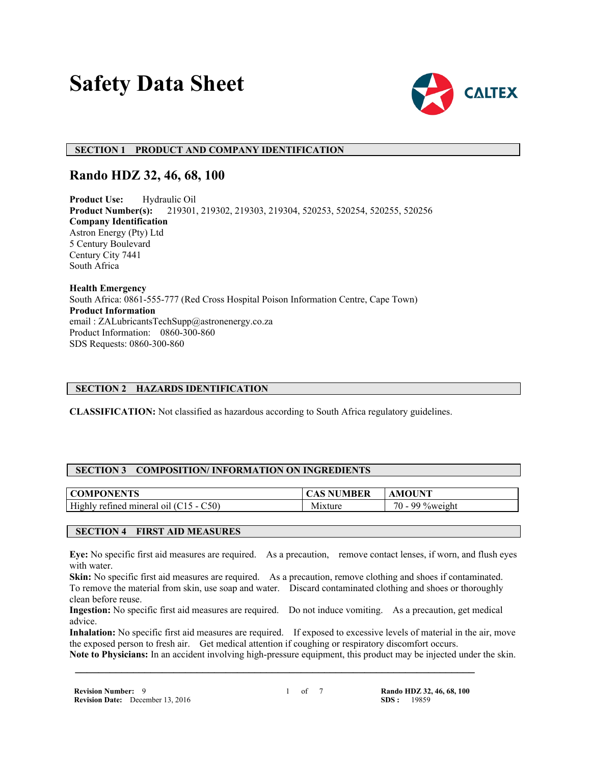# Safety Data Sheet

CALTEX

## SECTION 1 PRODUCT AND COMPANY IDENTIFICATION

## Rando HDZ 32, 46, 68, 100

**Product Use:** Hydraulic Oil
**Product Number(s):** 219301, 219302, 219303, 219304, 520253, 520254, 520255, 520256
**Company Identification**
Astron Energy (Pty) Ltd
5 Century Boulevard
Century City 7441
South Africa

**Health Emergency**
South Africa: 0861-555-777 (Red Cross Hospital Poison Information Centre, Cape Town)
**Product Information**
email : ZALubricantsTechSupp@astronenergy.co.za
Product Information: 0860-300-860
SDS Requests: 0860-300-860

## SECTION 2 HAZARDS IDENTIFICATION

**CLASSIFICATION:** Not classified as hazardous according to South Africa regulatory guidelines.

## SECTION 3 COMPOSITION/ INFORMATION ON INGREDIENTS

| COMPONENTS | CAS NUMBER | AMOUNT |
| --- | --- | --- |
| Highly refined mineral oil (C15 - C50) | Mixture | 70 - 99 %weight |

## SECTION 4 FIRST AID MEASURES

**Eye:** No specific first aid measures are required. As a precaution, remove contact lenses, if worn, and flush eyes with water.
**Skin:** No specific first aid measures are required. As a precaution, remove clothing and shoes if contaminated. To remove the material from skin, use soap and water. Discard contaminated clothing and shoes or thoroughly clean before reuse.
**Ingestion:** No specific first aid measures are required. Do not induce vomiting. As a precaution, get medical advice.
**Inhalation:** No specific first aid measures are required. If exposed to excessive levels of material in the air, move the exposed person to fresh air. Get medical attention if coughing or respiratory discomfort occurs.
**Note to Physicians:** In an accident involving high-pressure equipment, this product may be injected under the skin.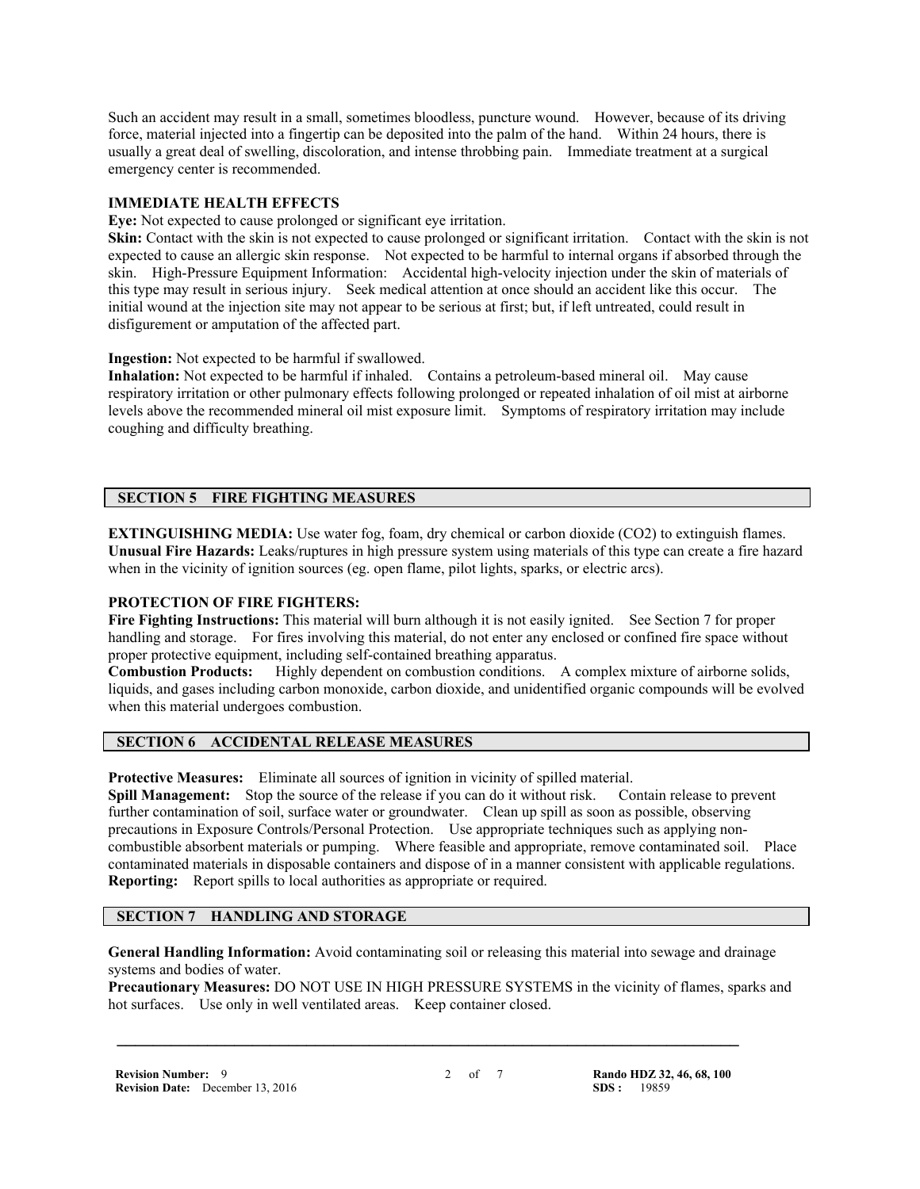Such an accident may result in a small, sometimes bloodless, puncture wound. However, because of its driving force, material injected into a fingertip can be deposited into the palm of the hand. Within 24 hours, there is usually a great deal of swelling, discoloration, and intense throbbing pain. Immediate treatment at a surgical emergency center is recommended.

**IMMEDIATE HEALTH EFFECTS**

**Eye:** Not expected to cause prolonged or significant eye irritation.

**Skin:** Contact with the skin is not expected to cause prolonged or significant irritation. Contact with the skin is not expected to cause an allergic skin response. Not expected to be harmful to internal organs if absorbed through the skin. High-Pressure Equipment Information: Accidental high-velocity injection under the skin of materials of this type may result in serious injury. Seek medical attention at once should an accident like this occur. The initial wound at the injection site may not appear to be serious at first; but, if left untreated, could result in disfigurement or amputation of the affected part.

**Ingestion:** Not expected to be harmful if swallowed.

**Inhalation:** Not expected to be harmful if inhaled. Contains a petroleum-based mineral oil. May cause respiratory irritation or other pulmonary effects following prolonged or repeated inhalation of oil mist at airborne levels above the recommended mineral oil mist exposure limit. Symptoms of respiratory irritation may include coughing and difficulty breathing.

## SECTION 5 FIRE FIGHTING MEASURES

**EXTINGUISHING MEDIA:** Use water fog, foam, dry chemical or carbon dioxide ($CO_2$) to extinguish flames.

**Unusual Fire Hazards:** Leaks/ruptures in high pressure system using materials of this type can create a fire hazard when in the vicinity of ignition sources (eg. open flame, pilot lights, sparks, or electric arcs).

**PROTECTION OF FIRE FIGHTERS:**

**Fire Fighting Instructions:** This material will burn although it is not easily ignited. See Section 7 for proper handling and storage. For fires involving this material, do not enter any enclosed or confined fire space without proper protective equipment, including self-contained breathing apparatus.

**Combustion Products:** Highly dependent on combustion conditions. A complex mixture of airborne solids, liquids, and gases including carbon monoxide, carbon dioxide, and unidentified organic compounds will be evolved when this material undergoes combustion.

## SECTION 6 ACCIDENTAL RELEASE MEASURES

**Protective Measures:** Eliminate all sources of ignition in vicinity of spilled material.

**Spill Management:** Stop the source of the release if you can do it without risk. Contain release to prevent further contamination of soil, surface water or groundwater. Clean up spill as soon as possible, observing precautions in Exposure Controls/Personal Protection. Use appropriate techniques such as applying non-combustible absorbent materials or pumping. Where feasible and appropriate, remove contaminated soil. Place contaminated materials in disposable containers and dispose of in a manner consistent with applicable regulations.

**Reporting:** Report spills to local authorities as appropriate or required.

## SECTION 7 HANDLING AND STORAGE

**General Handling Information:** Avoid contaminating soil or releasing this material into sewage and drainage systems and bodies of water.

**Precautionary Measures:** DO NOT USE IN HIGH PRESSURE SYSTEMS in the vicinity of flames, sparks and hot surfaces. Use only in well ventilated areas. Keep container closed.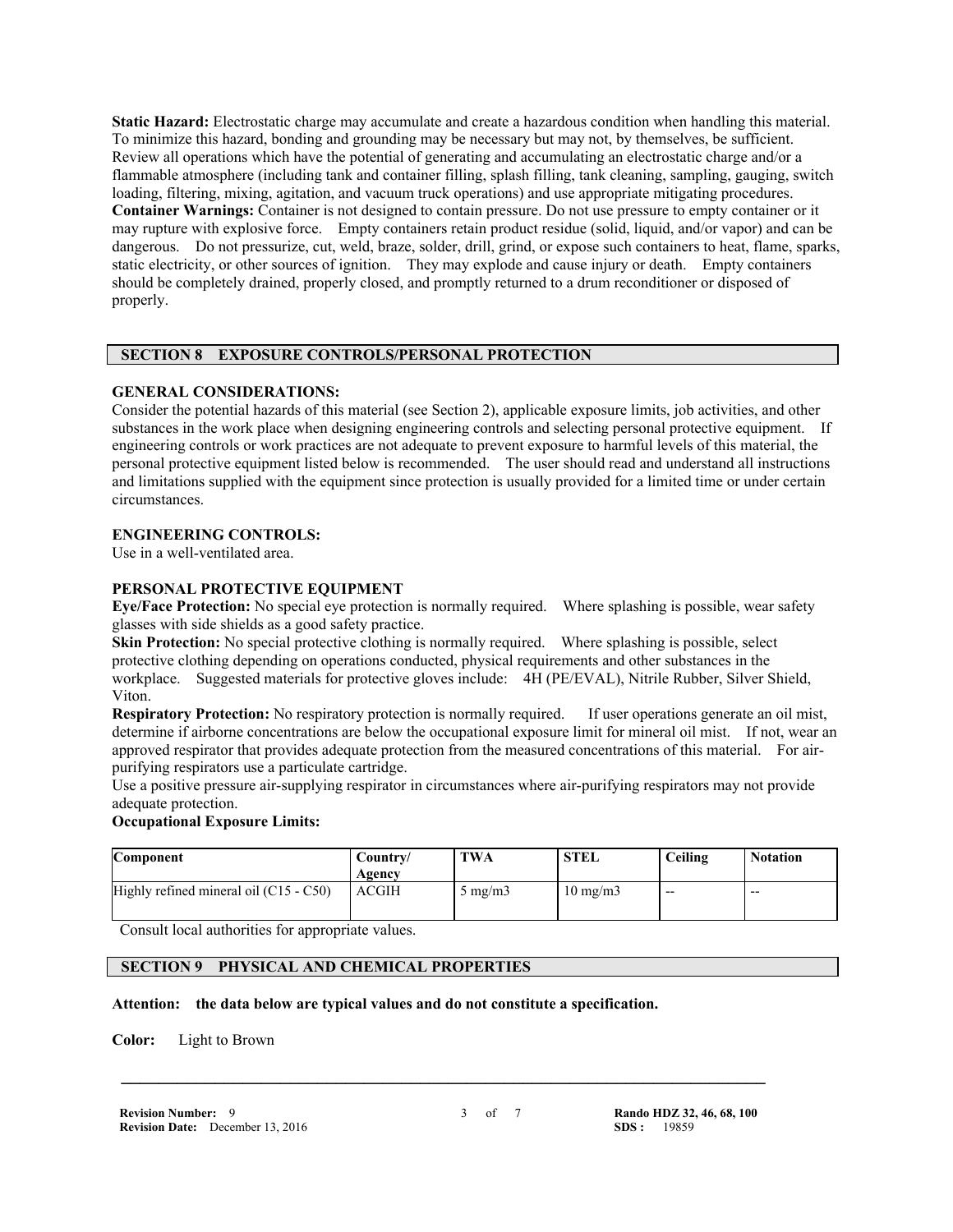**Static Hazard:** Electrostatic charge may accumulate and create a hazardous condition when handling this material. To minimize this hazard, bonding and grounding may be necessary but may not, by themselves, be sufficient. Review all operations which have the potential of generating and accumulating an electrostatic charge and/or a flammable atmosphere (including tank and container filling, splash filling, tank cleaning, sampling, gauging, switch loading, filtering, mixing, agitation, and vacuum truck operations) and use appropriate mitigating procedures.
**Container Warnings:** Container is not designed to contain pressure. Do not use pressure to empty container or it may rupture with explosive force. Empty containers retain product residue (solid, liquid, and/or vapor) and can be dangerous. Do not pressurize, cut, weld, braze, solder, drill, grind, or expose such containers to heat, flame, sparks, static electricity, or other sources of ignition. They may explode and cause injury or death. Empty containers should be completely drained, properly closed, and promptly returned to a drum reconditioner or disposed of properly.

## SECTION 8 EXPOSURE CONTROLS/PERSONAL PROTECTION

**GENERAL CONSIDERATIONS:**
Consider the potential hazards of this material (see Section 2), applicable exposure limits, job activities, and other substances in the work place when designing engineering controls and selecting personal protective equipment. If engineering controls or work practices are not adequate to prevent exposure to harmful levels of this material, the personal protective equipment listed below is recommended. The user should read and understand all instructions and limitations supplied with the equipment since protection is usually provided for a limited time or under certain circumstances.

**ENGINEERING CONTROLS:**
Use in a well-ventilated area.

**PERSONAL PROTECTIVE EQUIPMENT**
**Eye/Face Protection:** No special eye protection is normally required. Where splashing is possible, wear safety glasses with side shields as a good safety practice.
**Skin Protection:** No special protective clothing is normally required. Where splashing is possible, select protective clothing depending on operations conducted, physical requirements and other substances in the workplace. Suggested materials for protective gloves include: 4H (PE/EVAL), Nitrile Rubber, Silver Shield, Viton.
**Respiratory Protection:** No respiratory protection is normally required. If user operations generate an oil mist, determine if airborne concentrations are below the occupational exposure limit for mineral oil mist. If not, wear an approved respirator that provides adequate protection from the measured concentrations of this material. For air-purifying respirators use a particulate cartridge.
Use a positive pressure air-supplying respirator in circumstances where air-purifying respirators may not provide adequate protection.
**Occupational Exposure Limits:**

| Component | Country/ Agency | TWA | STEL | Ceiling | Notation |
|---|---|---|---|---|---|
| Highly refined mineral oil (C15 - C50) | ACGIH | 5 mg/m3 | 10 mg/m3 | -- | -- |

Consult local authorities for appropriate values.

## SECTION 9 PHYSICAL AND CHEMICAL PROPERTIES

**Attention: the data below are typical values and do not constitute a specification.**

**Color:** Light to Brown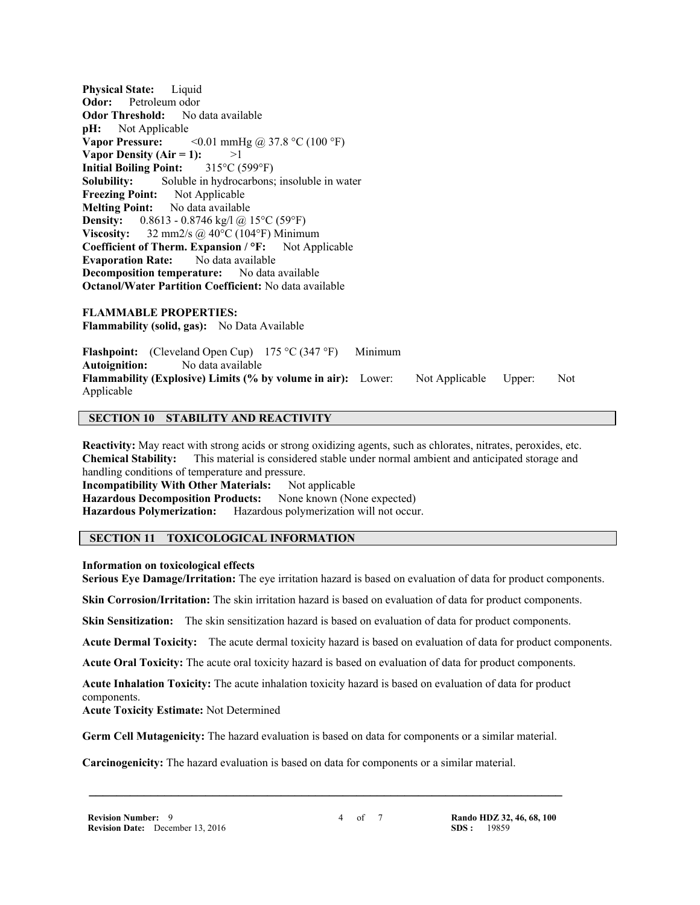**Physical State:** Liquid
**Odor:** Petroleum odor
**Odor Threshold:** No data available
**pH:** Not Applicable
**Vapor Pressure:** <0.01 mmHg @ 37.8 °C (100 °F)
**Vapor Density (Air = 1):** >1
**Initial Boiling Point:** 315°C (599°F)
**Solubility:** Soluble in hydrocarbons; insoluble in water
**Freezing Point:** Not Applicable
**Melting Point:** No data available
**Density:** 0.8613 - 0.8746 kg/l @ 15°C (59°F)
**Viscosity:** 32 mm2/s @ 40°C (104°F) Minimum
**Coefficient of Therm. Expansion / °F:** Not Applicable
**Evaporation Rate:** No data available
**Decomposition temperature:** No data available
**Octanol/Water Partition Coefficient:** No data available

**FLAMMABLE PROPERTIES:**
**Flammability (solid, gas):** No Data Available

**Flashpoint:** (Cleveland Open Cup) 175 °C (347 °F) Minimum
**Autoignition:** No data available
**Flammability (Explosive) Limits (% by volume in air):** Lower: Not Applicable Upper: Not Applicable

## SECTION 10 STABILITY AND REACTIVITY

**Reactivity:** May react with strong acids or strong oxidizing agents, such as chlorates, nitrates, peroxides, etc.
**Chemical Stability:** This material is considered stable under normal ambient and anticipated storage and handling conditions of temperature and pressure.
**Incompatibility With Other Materials:** Not applicable
**Hazardous Decomposition Products:** None known (None expected)
**Hazardous Polymerization:** Hazardous polymerization will not occur.

## SECTION 11 TOXICOLOGICAL INFORMATION

**Information on toxicological effects**
**Serious Eye Damage/Irritation:** The eye irritation hazard is based on evaluation of data for product components.

**Skin Corrosion/Irritation:** The skin irritation hazard is based on evaluation of data for product components.

**Skin Sensitization:** The skin sensitization hazard is based on evaluation of data for product components.

**Acute Dermal Toxicity:** The acute dermal toxicity hazard is based on evaluation of data for product components.

**Acute Oral Toxicity:** The acute oral toxicity hazard is based on evaluation of data for product components.

**Acute Inhalation Toxicity:** The acute inhalation toxicity hazard is based on evaluation of data for product components.
**Acute Toxicity Estimate:** Not Determined

**Germ Cell Mutagenicity:** The hazard evaluation is based on data for components or a similar material.

**Carcinogenicity:** The hazard evaluation is based on data for components or a similar material.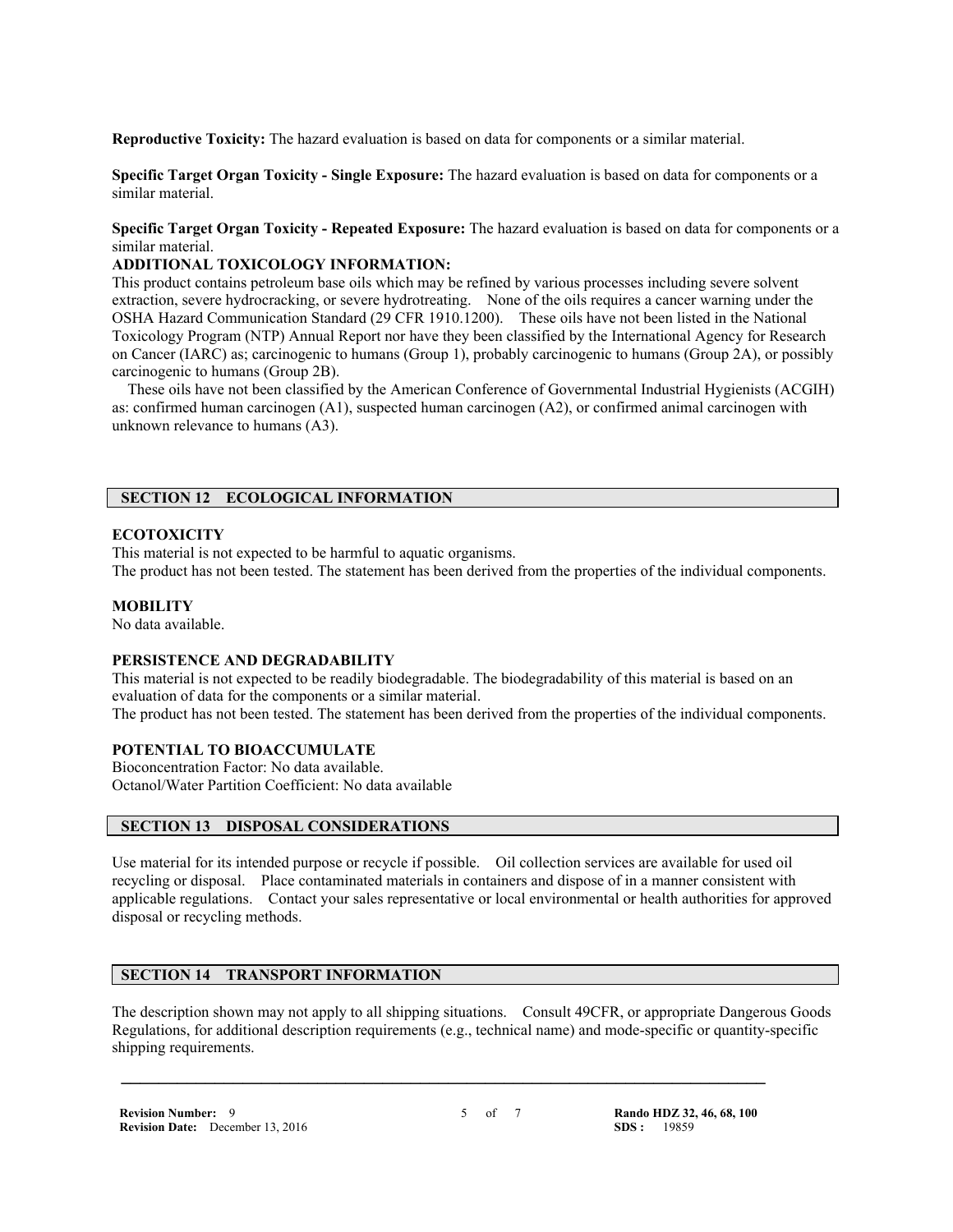**Reproductive Toxicity:** The hazard evaluation is based on data for components or a similar material.

**Specific Target Organ Toxicity - Single Exposure:** The hazard evaluation is based on data for components or a similar material.

**Specific Target Organ Toxicity - Repeated Exposure:** The hazard evaluation is based on data for components or a similar material.

**ADDITIONAL TOXICOLOGY INFORMATION:**

This product contains petroleum base oils which may be refined by various processes including severe solvent extraction, severe hydrocracking, or severe hydrotreating. None of the oils requires a cancer warning under the OSHA Hazard Communication Standard (29 CFR 1910.1200). These oils have not been listed in the National Toxicology Program (NTP) Annual Report nor have they been classified by the International Agency for Research on Cancer (IARC) as; carcinogenic to humans (Group 1), probably carcinogenic to humans (Group 2A), or possibly carcinogenic to humans (Group 2B).

These oils have not been classified by the American Conference of Governmental Industrial Hygienists (ACGIH) as: confirmed human carcinogen (A1), suspected human carcinogen (A2), or confirmed animal carcinogen with unknown relevance to humans (A3).

## SECTION 12 ECOLOGICAL INFORMATION

**ECOTOXICITY**

This material is not expected to be harmful to aquatic organisms.
The product has not been tested. The statement has been derived from the properties of the individual components.

**MOBILITY**

No data available.

**PERSISTENCE AND DEGRADABILITY**

This material is not expected to be readily biodegradable. The biodegradability of this material is based on an evaluation of data for the components or a similar material.
The product has not been tested. The statement has been derived from the properties of the individual components.

**POTENTIAL TO BIOACCUMULATE**

Bioconcentration Factor: No data available.
Octanol/Water Partition Coefficient: No data available

## SECTION 13 DISPOSAL CONSIDERATIONS

Use material for its intended purpose or recycle if possible. Oil collection services are available for used oil recycling or disposal. Place contaminated materials in containers and dispose of in a manner consistent with applicable regulations. Contact your sales representative or local environmental or health authorities for approved disposal or recycling methods.

## SECTION 14 TRANSPORT INFORMATION

The description shown may not apply to all shipping situations. Consult 49CFR, or appropriate Dangerous Goods Regulations, for additional description requirements (e.g., technical name) and mode-specific or quantity-specific shipping requirements.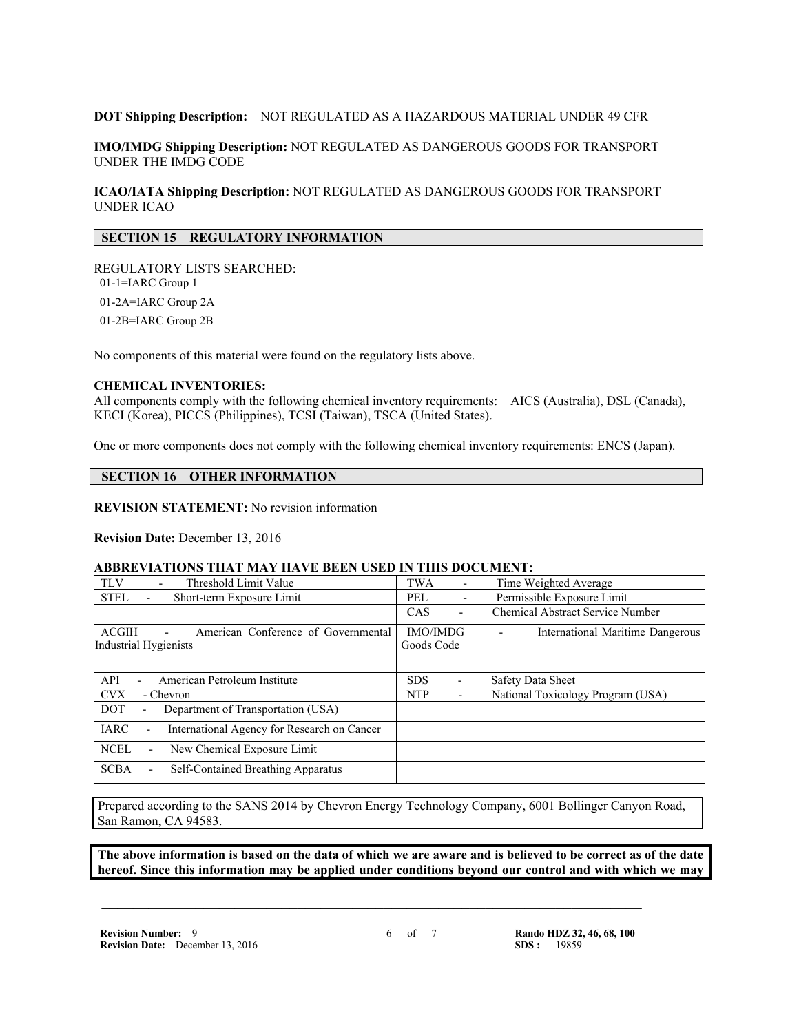**DOT Shipping Description:** NOT REGULATED AS A HAZARDOUS MATERIAL UNDER 49 CFR

**IMO/IMDG Shipping Description:** NOT REGULATED AS DANGEROUS GOODS FOR TRANSPORT UNDER THE IMDG CODE

**ICAO/IATA Shipping Description:** NOT REGULATED AS DANGEROUS GOODS FOR TRANSPORT UNDER ICAO

## SECTION 15 REGULATORY INFORMATION

REGULATORY LISTS SEARCHED:

01-1=IARC Group 1

01-2A=IARC Group 2A

01-2B=IARC Group 2B

No components of this material were found on the regulatory lists above.

**CHEMICAL INVENTORIES:**

All components comply with the following chemical inventory requirements: AICS (Australia), DSL (Canada), KECI (Korea), PICCS (Philippines), TCSI (Taiwan), TSCA (United States).

One or more components does not comply with the following chemical inventory requirements: ENCS (Japan).

## SECTION 16 OTHER INFORMATION

**REVISION STATEMENT:** No revision information

**Revision Date:** December 13, 2016

**ABBREVIATIONS THAT MAY HAVE BEEN USED IN THIS DOCUMENT:**

| | |
|---|---|
| TLV - Threshold Limit Value | TWA - Time Weighted Average |
| STEL - Short-term Exposure Limit | PEL - Permissible Exposure Limit |
| | CAS - Chemical Abstract Service Number |
| ACGIH - American Conference of Governmental Industrial Hygienists | IMO/IMDG - International Maritime Dangerous Goods Code |
| API - American Petroleum Institute | SDS - Safety Data Sheet |
| CVX - Chevron | NTP - National Toxicology Program (USA) |
| DOT - Department of Transportation (USA) | |
| IARC - International Agency for Research on Cancer | |
| NCEL - New Chemical Exposure Limit | |
| SCBA - Self-Contained Breathing Apparatus | |

Prepared according to the SANS 2014 by Chevron Energy Technology Company, 6001 Bollinger Canyon Road, San Ramon, CA 94583.

**The above information is based on the data of which we are aware and is believed to be correct as of the date hereof. Since this information may be applied under conditions beyond our control and with which we may**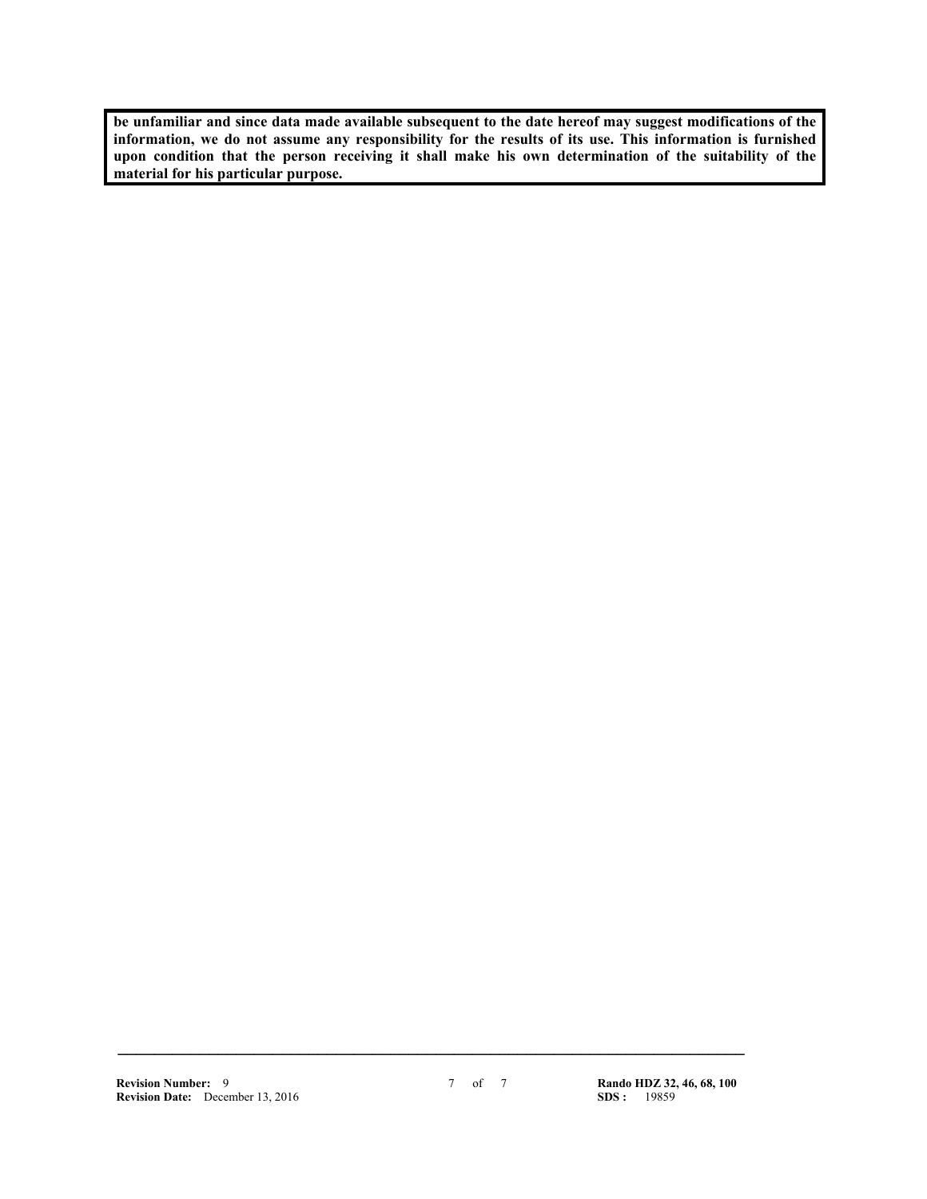**be unfamiliar and since data made available subsequent to the date hereof may suggest modifications of the information, we do not assume any responsibility for the results of its use. This information is furnished upon condition that the person receiving it shall make his own determination of the suitability of the material for his particular purpose.**